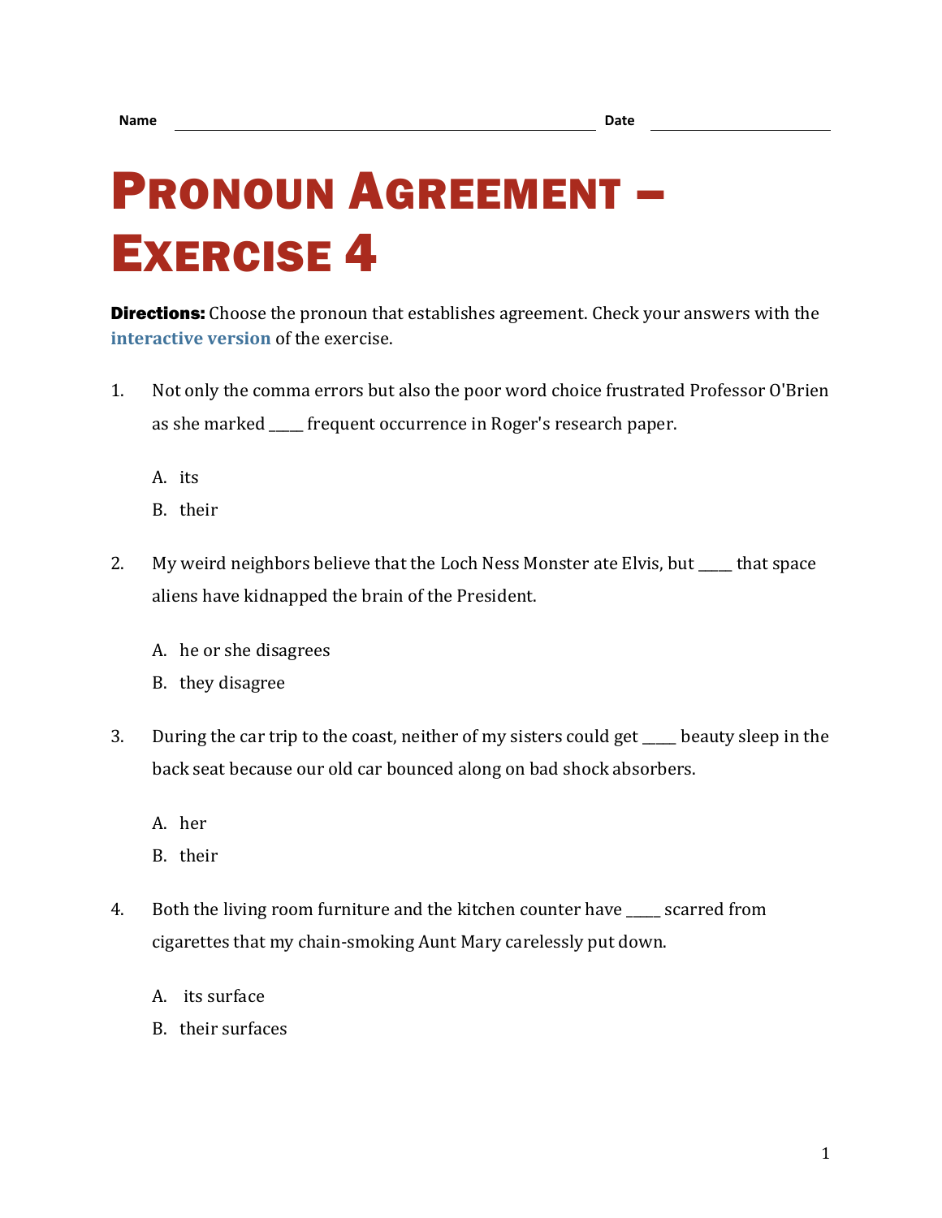Name ______________________________ Date ______________

# Pronoun Agreement – Exercise 4

**Directions:** Choose the pronoun that establishes agreement. Check your answers with the **interactive version** of the exercise.

1. Not only the comma errors but also the poor word choice frustrated Professor O'Brien as she marked _____ frequent occurrence in Roger's research paper.

   A. its
   
   B. their

2. My weird neighbors believe that the Loch Ness Monster ate Elvis, but _____ that space aliens have kidnapped the brain of the President.

   A. he or she disagrees
   
   B. they disagree

3. During the car trip to the coast, neither of my sisters could get _____ beauty sleep in the back seat because our old car bounced along on bad shock absorbers.

   A. her
   
   B. their

4. Both the living room furniture and the kitchen counter have _____ scarred from cigarettes that my chain-smoking Aunt Mary carelessly put down.

   A. its surface
   
   B. their surfaces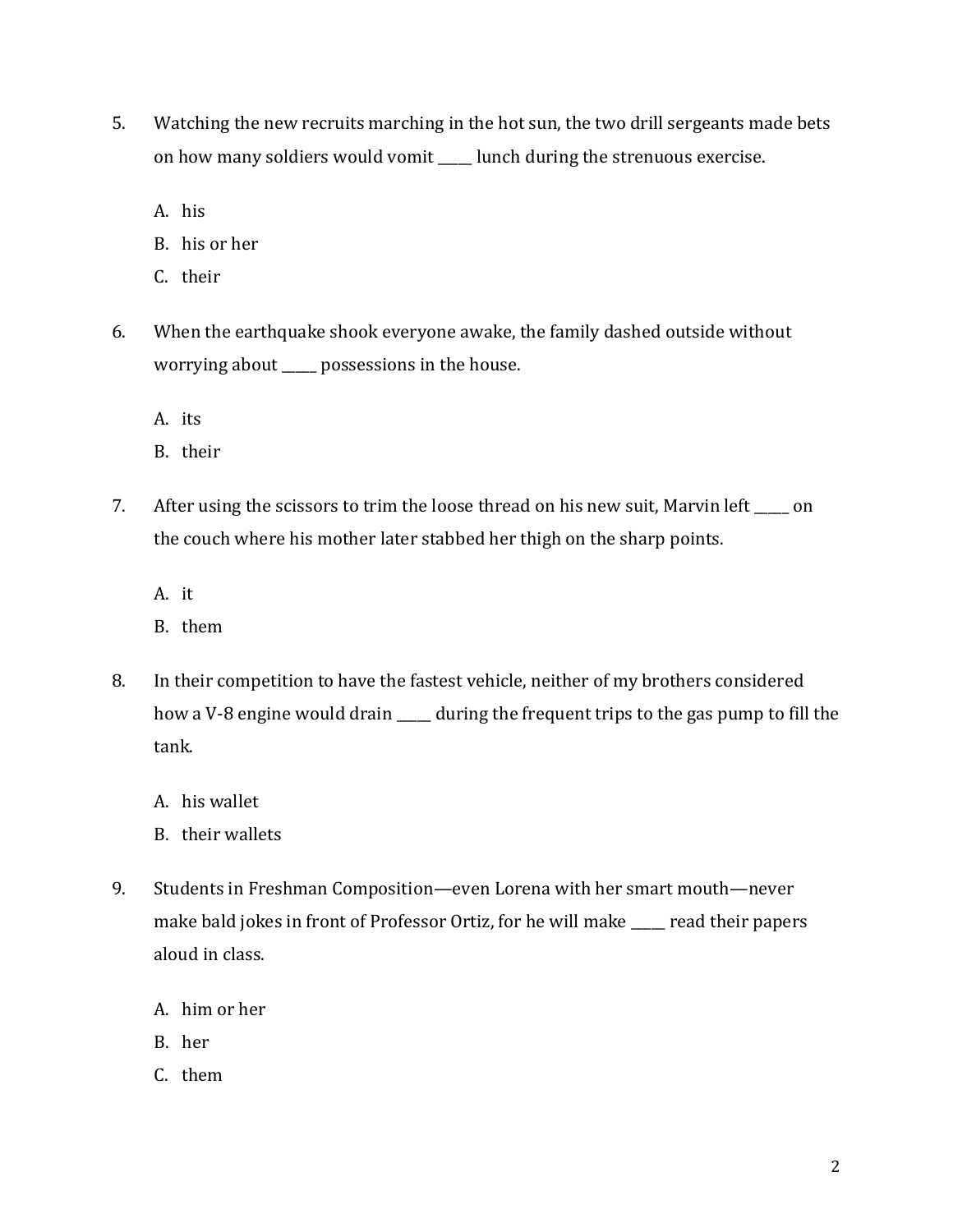5. Watching the new recruits marching in the hot sun, the two drill sergeants made bets on how many soldiers would vomit _____ lunch during the strenuous exercise.

   A. his
   B. his or her
   C. their

6. When the earthquake shook everyone awake, the family dashed outside without worrying about _____ possessions in the house.

   A. its
   B. their

7. After using the scissors to trim the loose thread on his new suit, Marvin left _____ on the couch where his mother later stabbed her thigh on the sharp points.

   A. it
   B. them

8. In their competition to have the fastest vehicle, neither of my brothers considered how a V-8 engine would drain _____ during the frequent trips to the gas pump to fill the tank.

   A. his wallet
   B. their wallets

9. Students in Freshman Composition—even Lorena with her smart mouth—never make bald jokes in front of Professor Ortiz, for he will make _____ read their papers aloud in class.

   A. him or her
   B. her
   C. them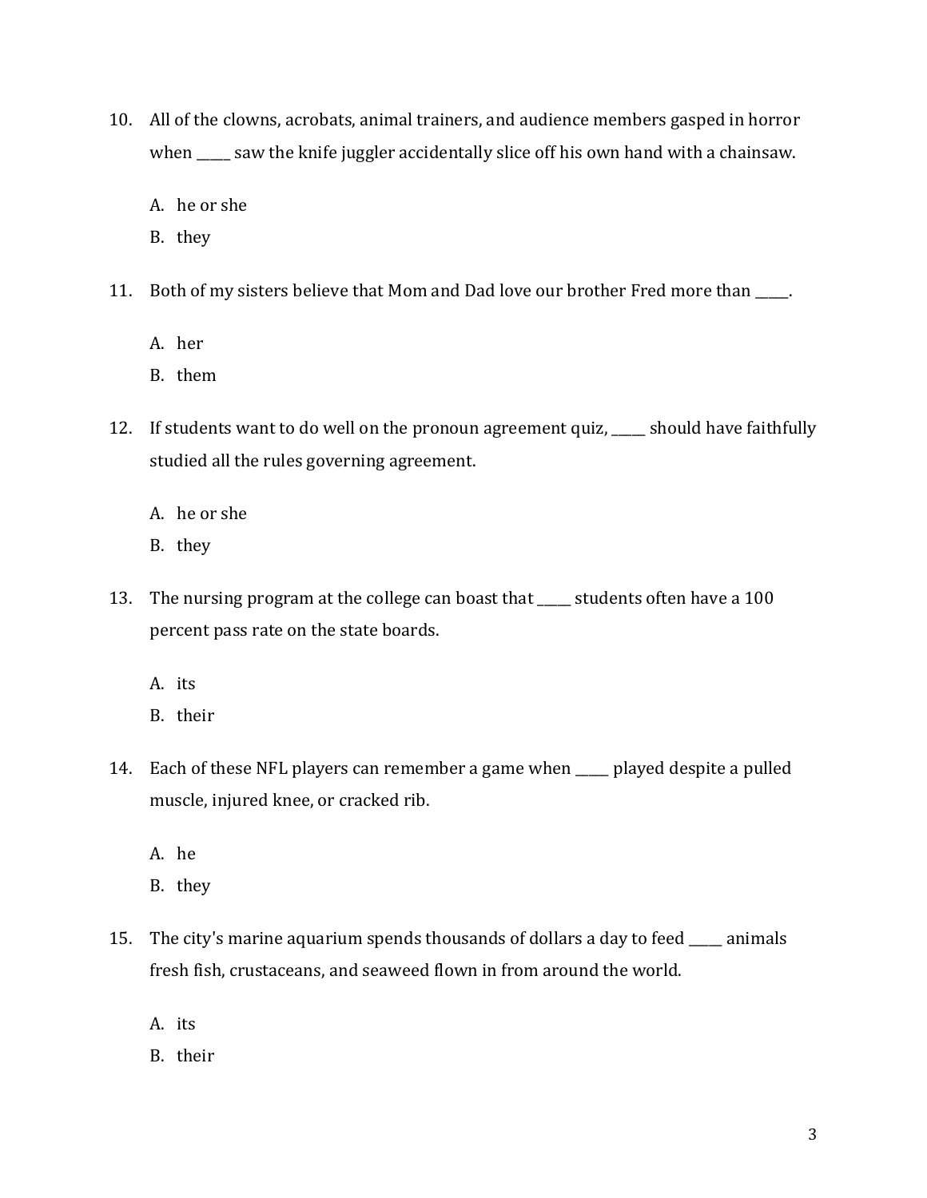10. All of the clowns, acrobats, animal trainers, and audience members gasped in horror when _____ saw the knife juggler accidentally slice off his own hand with a chainsaw.

    A. he or she
    B. they

11. Both of my sisters believe that Mom and Dad love our brother Fred more than _____.

    A. her
    B. them

12. If students want to do well on the pronoun agreement quiz, _____ should have faithfully studied all the rules governing agreement.

    A. he or she
    B. they

13. The nursing program at the college can boast that _____ students often have a 100 percent pass rate on the state boards.

    A. its
    B. their

14. Each of these NFL players can remember a game when _____ played despite a pulled muscle, injured knee, or cracked rib.

    A. he
    B. they

15. The city's marine aquarium spends thousands of dollars a day to feed _____ animals fresh fish, crustaceans, and seaweed flown in from around the world.

    A. its
    B. their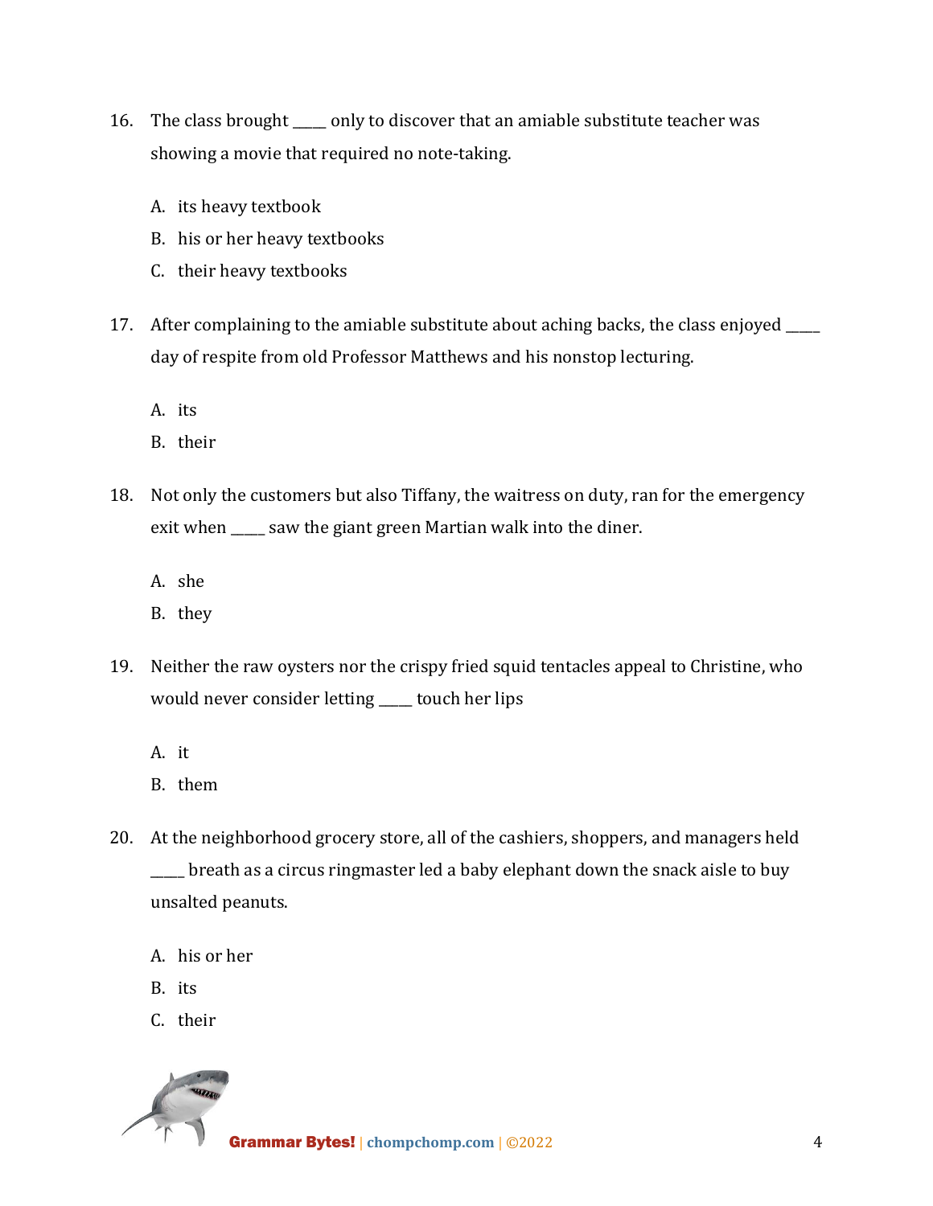16. The class brought _____ only to discover that an amiable substitute teacher was showing a movie that required no note-taking.

    A. its heavy textbook
    B. his or her heavy textbooks
    C. their heavy textbooks

17. After complaining to the amiable substitute about aching backs, the class enjoyed _____ day of respite from old Professor Matthews and his nonstop lecturing.

    A. its
    B. their

18. Not only the customers but also Tiffany, the waitress on duty, ran for the emergency exit when _____ saw the giant green Martian walk into the diner.

    A. she
    B. they

19. Neither the raw oysters nor the crispy fried squid tentacles appeal to Christine, who would never consider letting _____ touch her lips

    A. it
    B. them

20. At the neighborhood grocery store, all of the cashiers, shoppers, and managers held _____ breath as a circus ringmaster led a baby elephant down the snack aisle to buy unsalted peanuts.

    A. his or her
    B. its
    C. their